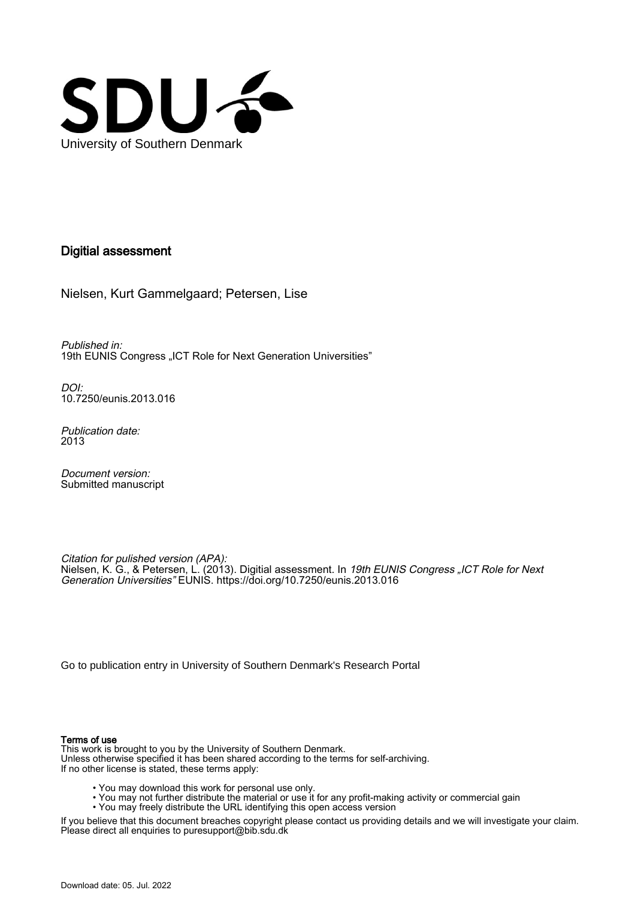University of Southern Denmark

# Digitial assessment

Nielsen, Kurt Gammelgaard; Petersen, Lise

*Published in:*
19th EUNIS Congress „ICT Role for Next Generation Universities"

*DOI:*
10.7250/eunis.2013.016

*Publication date:*
2013

*Document version:*
Submitted manuscript

*Citation for pulished version (APA):*
Nielsen, K. G., & Petersen, L. (2013). Digitial assessment. In *19th EUNIS Congress „ICT Role for Next Generation Universities"* EUNIS. https://doi.org/10.7250/eunis.2013.016

Go to publication entry in University of Southern Denmark's Research Portal

**Terms of use**
This work is brought to you by the University of Southern Denmark.
Unless otherwise specified it has been shared according to the terms for self-archiving.
If no other license is stated, these terms apply:

- You may download this work for personal use only.
- You may not further distribute the material or use it for any profit-making activity or commercial gain
- You may freely distribute the URL identifying this open access version

If you believe that this document breaches copyright please contact us providing details and we will investigate your claim.
Please direct all enquiries to puresupport@bib.sdu.dk

Download date: 05. Jul. 2022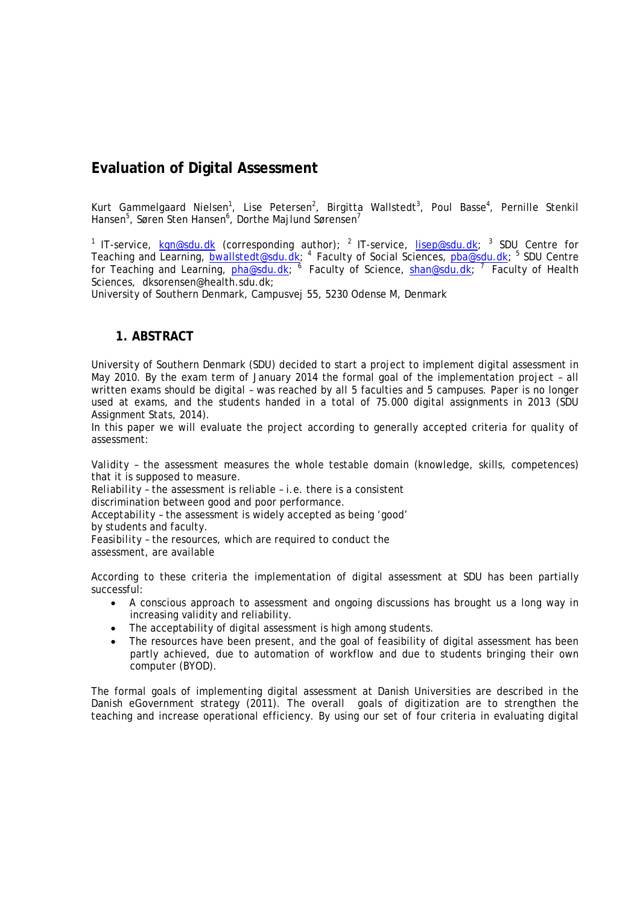# Evaluation of Digital Assessment

Kurt Gammelgaard Nielsen[1], Lise Petersen[2], Birgitta Wallstedt[3], Poul Basse[4], Pernille Stenkil Hansen[5], Søren Sten Hansen[6], Dorthe Majlund Sørensen[7]

[1] IT-service, kgn@sdu.dk (corresponding author); [2] IT-service, lisep@sdu.dk; [3] SDU Centre for Teaching and Learning, bwallstedt@sdu.dk; [4] Faculty of Social Sciences, pba@sdu.dk; [5] SDU Centre for Teaching and Learning, pha@sdu.dk; [6] Faculty of Science, shan@sdu.dk; [7] Faculty of Health Sciences, dksorensen@health.sdu.dk;
University of Southern Denmark, Campusvej 55, 5230 Odense M, Denmark

## 1. ABSTRACT

University of Southern Denmark (SDU) decided to start a project to implement digital assessment in May 2010. By the exam term of January 2014 the formal goal of the implementation project – all written exams should be digital – was reached by all 5 faculties and 5 campuses. Paper is no longer used at exams, and the students handed in a total of 75.000 digital assignments in 2013 (SDU Assignment Stats, 2014).
In this paper we will evaluate the project according to generally accepted criteria for quality of assessment:

*Validity* – the assessment measures the whole testable domain (knowledge, skills, competences) that it is supposed to measure.
*Reliability* – the assessment is reliable – i.e. there is a consistent discrimination between good and poor performance.
*Acceptability* – the assessment is widely accepted as being 'good' by students and faculty.
*Feasibility* – the resources, which are required to conduct the assessment, are available

According to these criteria the implementation of digital assessment at SDU has been partially successful:

- A conscious approach to assessment and ongoing discussions has brought us a long way in increasing validity and reliability.
- The acceptability of digital assessment is high among students.
- The resources have been present, and the goal of feasibility of digital assessment has been partly achieved, due to automation of workflow and due to students bringing their own computer (BYOD).

The formal goals of implementing digital assessment at Danish Universities are described in the Danish eGovernment strategy (2011). The overall goals of digitization are to strengthen the teaching and increase operational efficiency. By using our set of four criteria in evaluating digital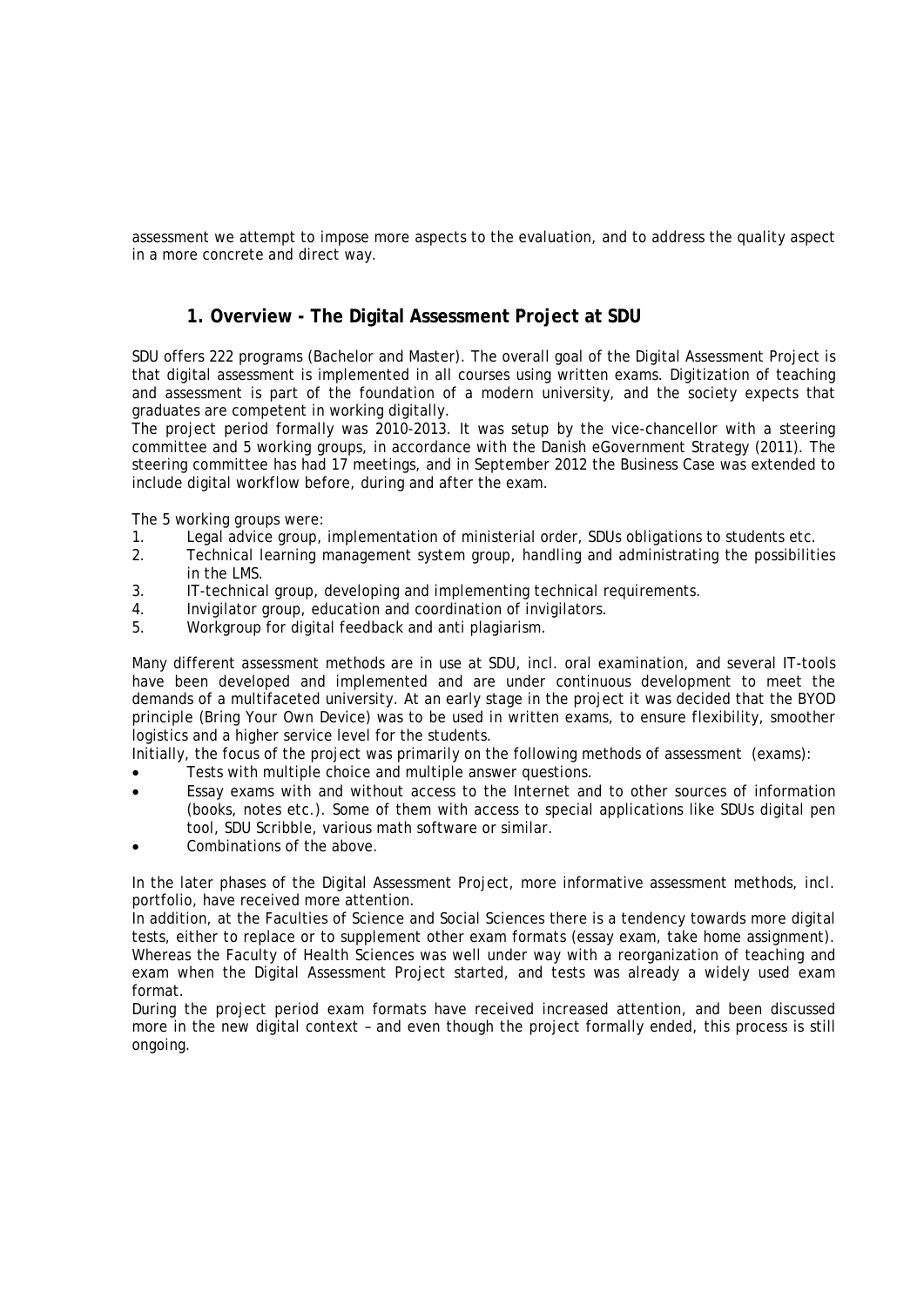assessment we attempt to impose more aspects to the evaluation, and to address the quality aspect in a more concrete and direct way.

## 1. Overview - The Digital Assessment Project at SDU

SDU offers 222 programs (Bachelor and Master). The overall goal of the Digital Assessment Project is that digital assessment is implemented in all courses using written exams. Digitization of teaching and assessment is part of the foundation of a modern university, and the society expects that graduates are competent in working digitally.

The project period formally was 2010-2013. It was setup by the vice-chancellor with a steering committee and 5 working groups, in accordance with the Danish eGovernment Strategy (2011). The steering committee has had 17 meetings, and in September 2012 the Business Case was extended to include digital workflow before, during and after the exam.

The 5 working groups were:

1. Legal advice group, implementation of ministerial order, SDUs obligations to students etc.
2. Technical learning management system group, handling and administrating the possibilities in the LMS.
3. IT-technical group, developing and implementing technical requirements.
4. Invigilator group, education and coordination of invigilators.
5. Workgroup for digital feedback and anti plagiarism.

Many different assessment methods are in use at SDU, incl. oral examination, and several IT-tools have been developed and implemented and are under continuous development to meet the demands of a multifaceted university. At an early stage in the project it was decided that the BYOD principle (Bring Your Own Device) was to be used in written exams, to ensure flexibility, smoother logistics and a higher service level for the students.

Initially, the focus of the project was primarily on the following methods of assessment (exams):

- Tests with multiple choice and multiple answer questions.
- Essay exams with and without access to the Internet and to other sources of information (books, notes etc.). Some of them with access to special applications like SDUs digital pen tool, SDU Scribble, various math software or similar.
- Combinations of the above.

In the later phases of the Digital Assessment Project, more informative assessment methods, incl. portfolio, have received more attention.

In addition, at the Faculties of Science and Social Sciences there is a tendency towards more digital tests, either to replace or to supplement other exam formats (essay exam, take home assignment). Whereas the Faculty of Health Sciences was well under way with a reorganization of teaching and exam when the Digital Assessment Project started, and tests was already a widely used exam format.

During the project period exam formats have received increased attention, and been discussed more in the new digital context – and even though the project formally ended, this process is still ongoing.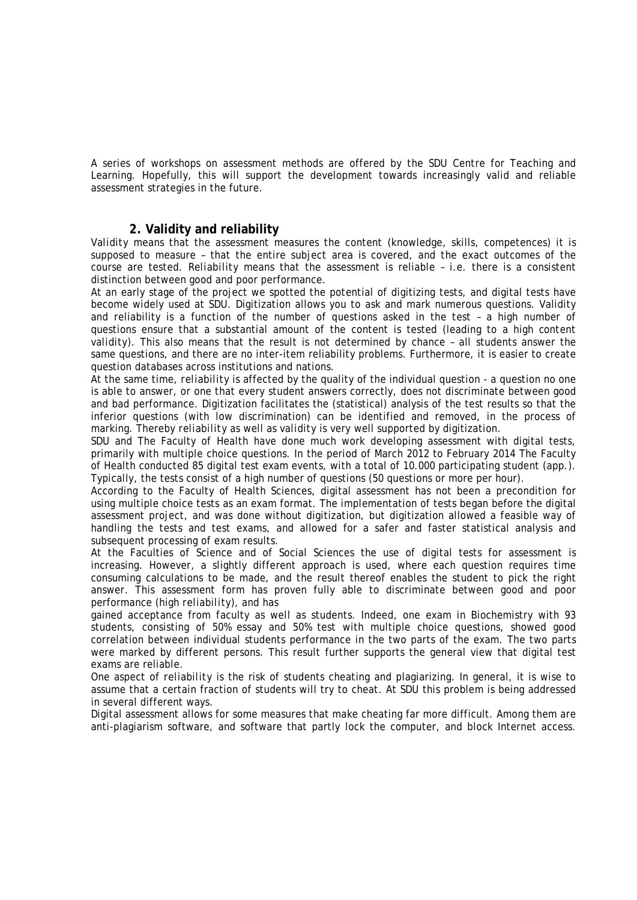A series of workshops on assessment methods are offered by the SDU Centre for Teaching and Learning. Hopefully, this will support the development towards increasingly valid and reliable assessment strategies in the future.

## 2. Validity and reliability

*Validity* means that the assessment measures the content (knowledge, skills, competences) it is supposed to measure – that the entire subject area is covered, and the exact outcomes of the course are tested. *Reliability* means that the assessment is reliable – i.e. there is a consistent distinction between good and poor performance.

At an early stage of the project we spotted the potential of digitizing tests, and digital tests have become widely used at SDU. Digitization allows you to ask and mark numerous questions. Validity and reliability is a function of the number of questions asked in the test – a high number of questions ensure that a substantial amount of the content is tested (leading to a high content *validity*). This also means that the result is not determined by chance – all students answer the same questions, and there are no inter-item reliability problems. Furthermore, it is easier to create question databases across institutions and nations.

At the same time, *reliability* is affected by the quality of the individual question - a question no one is able to answer, or one that every student answers correctly, does not discriminate between good and bad performance. Digitization facilitates the (statistical) analysis of the test results so that the inferior questions (with low discrimination) can be identified and removed, in the process of marking. Thereby *reliability* as well as *validity* is very well supported by digitization.

SDU and The Faculty of Health have done much work developing assessment with digital tests, primarily with multiple choice questions. In the period of March 2012 to February 2014 The Faculty of Health conducted 85 digital test exam events, with a total of 10.000 participating student (app.). Typically, the tests consist of a high number of questions (50 questions or more per hour).

According to the Faculty of Health Sciences, digital assessment has not been a precondition for using multiple choice tests as an exam format. The implementation of tests began before the digital assessment project, and was done without digitization, but digitization allowed a feasible way of handling the tests and test exams, and allowed for a safer and faster statistical analysis and subsequent processing of exam results.

At the Faculties of Science and of Social Sciences the use of digital tests for assessment is increasing. However, a slightly different approach is used, where each question requires time consuming calculations to be made, and the result thereof enables the student to pick the right answer. This assessment form has proven fully able to discriminate between good and poor performance (high *reliability*), and has gained acceptance from faculty as well as students. Indeed, one exam in Biochemistry with 93 students, consisting of 50% essay and 50% test with multiple choice questions, showed good correlation between individual students performance in the two parts of the exam. The two parts were marked by different persons. This result further supports the general view that digital test exams are reliable.

One aspect of *reliability* is the risk of students cheating and plagiarizing. In general, it is wise to assume that a certain fraction of students will try to cheat. At SDU this problem is being addressed in several different ways.

Digital assessment allows for some measures that make cheating far more difficult. Among them are anti-plagiarism software, and software that partly lock the computer, and block Internet access.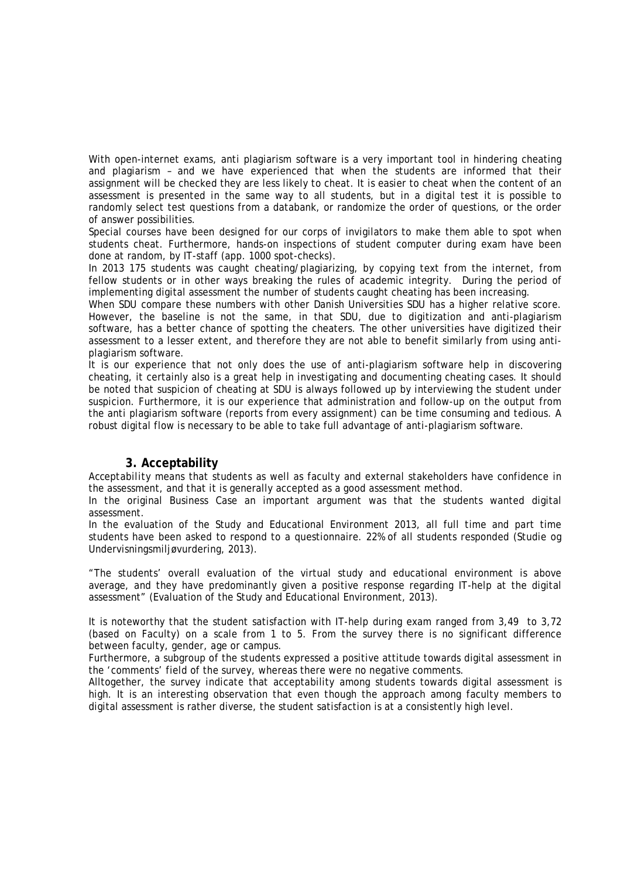With open-internet exams, anti plagiarism software is a very important tool in hindering cheating and plagiarism – and we have experienced that when the students are informed that their assignment will be checked they are less likely to cheat. It is easier to cheat when the content of an assessment is presented in the same way to all students, but in a digital test it is possible to randomly select test questions from a databank, or randomize the order of questions, or the order of answer possibilities.

Special courses have been designed for our corps of invigilators to make them able to spot when students cheat. Furthermore, hands-on inspections of student computer during exam have been done at random, by IT-staff (app. 1000 spot-checks).

In 2013 175 students was caught cheating/plagiarizing, by copying text from the internet, from fellow students or in other ways breaking the rules of academic integrity. During the period of implementing digital assessment the number of students caught cheating has been increasing.

When SDU compare these numbers with other Danish Universities SDU has a higher relative score. However, the baseline is not the same, in that SDU, due to digitization and anti-plagiarism software, has a better chance of spotting the cheaters. The other universities have digitized their assessment to a lesser extent, and therefore they are not able to benefit similarly from using anti-plagiarism software.

It is our experience that not only does the use of anti-plagiarism software help in discovering cheating, it certainly also is a great help in investigating and documenting cheating cases. It should be noted that suspicion of cheating at SDU is always followed up by interviewing the student under suspicion. Furthermore, it is our experience that administration and follow-up on the output from the anti plagiarism software (reports from every assignment) can be time consuming and tedious. A robust digital flow is necessary to be able to take full advantage of anti-plagiarism software.

### 3. Acceptability

*Acceptability* means that students as well as faculty and external stakeholders have confidence in the assessment, and that it is generally accepted as a good assessment method.

In the original Business Case an important argument was that the students wanted digital assessment.

In the evaluation of the Study and Educational Environment 2013, all full time and part time students have been asked to respond to a questionnaire. 22% of all students responded (Studie og Undervisningsmiljøvurdering, 2013).

"The students' overall evaluation of the virtual study and educational environment is above average, and they have predominantly given a positive response regarding IT-help at the digital assessment" (Evaluation of the Study and Educational Environment, 2013).

It is noteworthy that the student satisfaction with IT-help during exam ranged from 3,49 to 3,72 (based on Faculty) on a scale from 1 to 5. From the survey there is no significant difference between faculty, gender, age or campus.

Furthermore, a subgroup of the students expressed a positive attitude towards digital assessment in the 'comments' field of the survey, whereas there were no negative comments.

Alltogether, the survey indicate that acceptability among students towards digital assessment is high. It is an interesting observation that even though the approach among faculty members to digital assessment is rather diverse, the student satisfaction is at a consistently high level.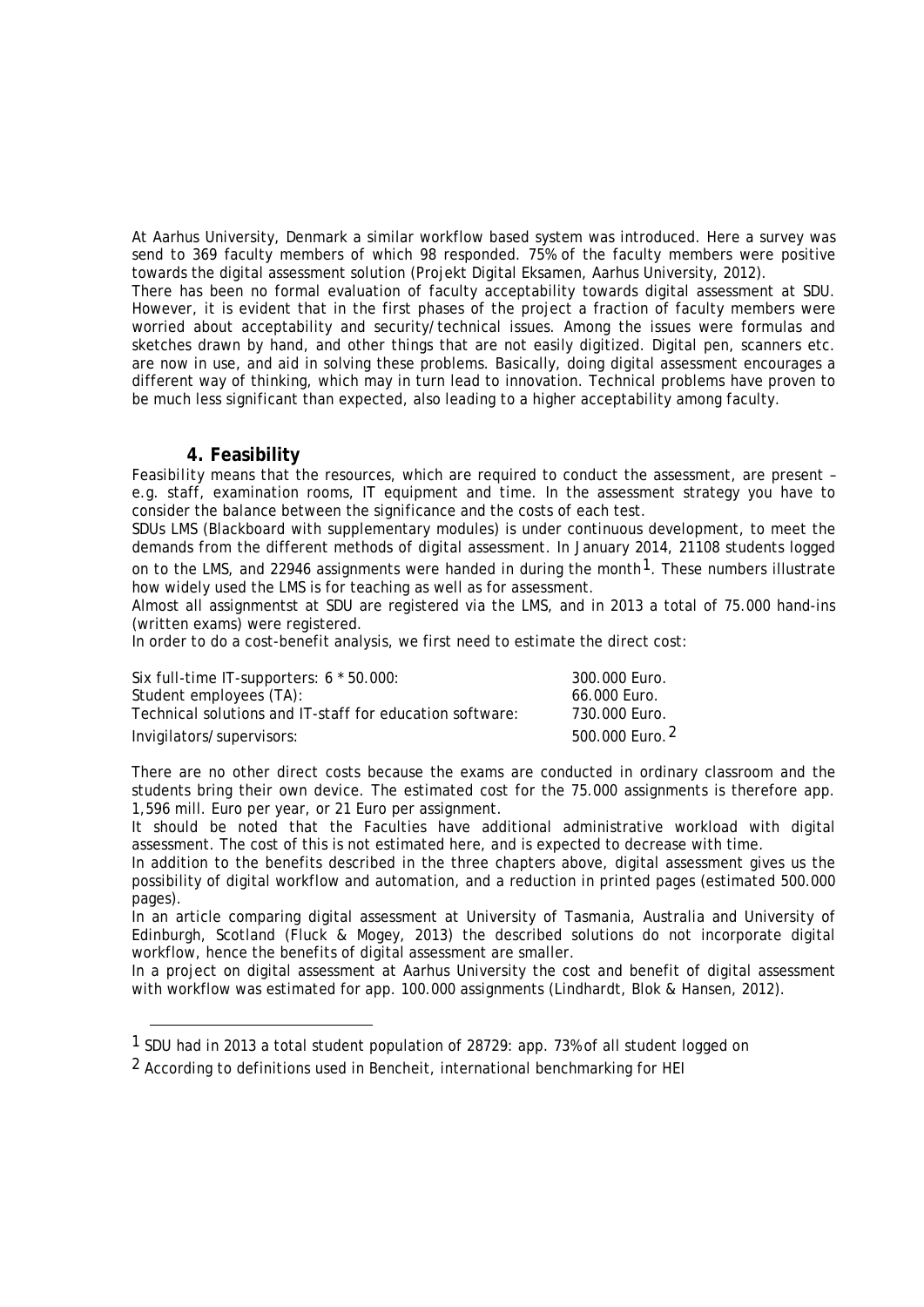At Aarhus University, Denmark a similar workflow based system was introduced. Here a survey was send to 369 faculty members of which 98 responded. 75% of the faculty members were positive towards the digital assessment solution (Projekt Digital Eksamen, Aarhus University, 2012).

There has been no formal evaluation of faculty acceptability towards digital assessment at SDU. However, it is evident that in the first phases of the project a fraction of faculty members were worried about acceptability and security/technical issues. Among the issues were formulas and sketches drawn by hand, and other things that are not easily digitized. Digital pen, scanners etc. are now in use, and aid in solving these problems. Basically, doing digital assessment encourages a different way of thinking, which may in turn lead to innovation. Technical problems have proven to be much less significant than expected, also leading to a higher acceptability among faculty.

## 4. Feasibility

Feasibility means that the resources, which are required to conduct the assessment, are present – e.g. staff, examination rooms, IT equipment and time. In the assessment strategy you have to consider the balance between the significance and the costs of each test.

SDUs LMS (Blackboard with supplementary modules) is under continuous development, to meet the demands from the different methods of digital assessment. In January 2014, 21108 students logged on to the LMS, and 22946 assignments were handed in during the month[1]. These numbers illustrate how widely used the LMS is for teaching as well as for assessment.

Almost all assignmentst at SDU are registered via the LMS, and in 2013 a total of 75.000 hand-ins (written exams) were registered.

In order to do a cost-benefit analysis, we first need to estimate the direct cost:

| | |
|---|---|
| Six full-time IT-supporters: 6 * 50.000: | 300.000 Euro. |
| Student employees (TA): | 66.000 Euro. |
| Technical solutions and IT-staff for education software: | 730.000 Euro. |
| Invigilators/supervisors: | 500.000 Euro. [2] |

There are no other direct costs because the exams are conducted in ordinary classroom and the students bring their own device. The estimated cost for the 75.000 assignments is therefore app. 1,596 mill. Euro per year, or 21 Euro per assignment.

It should be noted that the Faculties have additional administrative workload with digital assessment. The cost of this is not estimated here, and is expected to decrease with time.

In addition to the benefits described in the three chapters above, digital assessment gives us the possibility of digital workflow and automation, and a reduction in printed pages (estimated 500.000 pages).

In an article comparing digital assessment at University of Tasmania, Australia and University of Edinburgh, Scotland (Fluck & Mogey, 2013) the described solutions do not incorporate digital workflow, hence the benefits of digital assessment are smaller.

In a project on digital assessment at Aarhus University the cost and benefit of digital assessment with workflow was estimated for app. 100.000 assignments (Lindhardt, Blok & Hansen, 2012).

---

[1] SDU had in 2013 a total student population of 28729: app. 73% of all student logged on

[2] According to definitions used in Bencheit, international benchmarking for HEI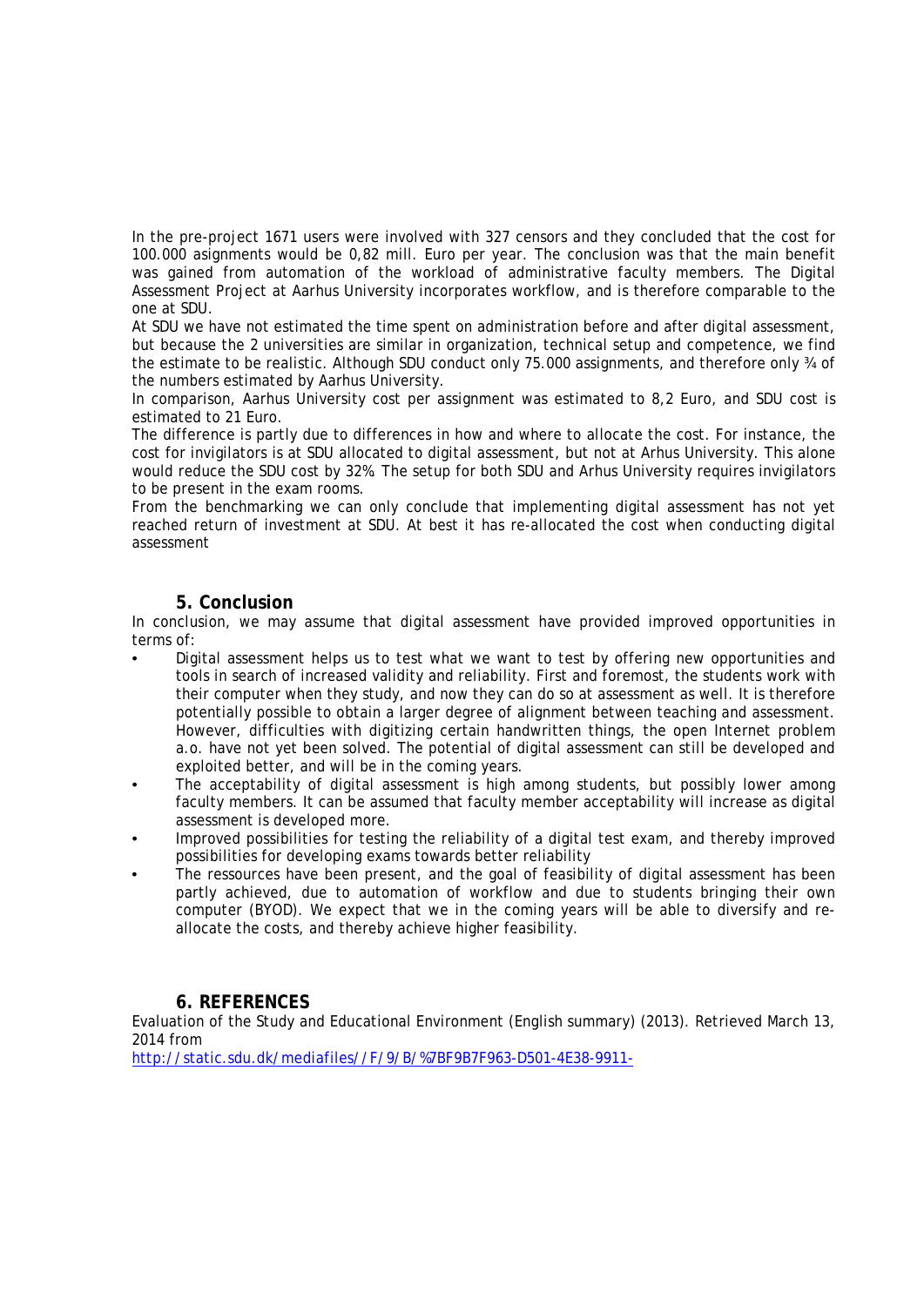In the pre-project 1671 users were involved with 327 censors and they concluded that the cost for 100.000 asignments would be 0,82 mill. Euro per year. The conclusion was that the main benefit was gained from automation of the workload of administrative faculty members. The Digital Assessment Project at Aarhus University incorporates workflow, and is therefore comparable to the one at SDU.

At SDU we have not estimated the time spent on administration before and after digital assessment, but because the 2 universities are similar in organization, technical setup and competence, we find the estimate to be realistic. Although SDU conduct only 75.000 assignments, and therefore only ¾ of the numbers estimated by Aarhus University.

In comparison, Aarhus University cost per assignment was estimated to 8,2 Euro, and SDU cost is estimated to 21 Euro.

The difference is partly due to differences in how and where to allocate the cost. For instance, the cost for invigilators is at SDU allocated to digital assessment, but not at Arhus University. This alone would reduce the SDU cost by 32%. The setup for both SDU and Arhus University requires invigilators to be present in the exam rooms.

From the benchmarking we can only conclude that implementing digital assessment has not yet reached return of investment at SDU. At best it has re-allocated the cost when conducting digital assessment

## 5. Conclusion

In conclusion, we may assume that digital assessment have provided improved opportunities in terms of:

- Digital assessment helps us to test what we want to test by offering new opportunities and tools in search of increased validity and reliability. First and foremost, the students work with their computer when they study, and now they can do so at assessment as well. It is therefore potentially possible to obtain a larger degree of alignment between teaching and assessment. However, difficulties with digitizing certain handwritten things, the open Internet problem a.o. have not yet been solved. The potential of digital assessment can still be developed and exploited better, and will be in the coming years.
- The acceptability of digital assessment is high among students, but possibly lower among faculty members. It can be assumed that faculty member acceptability will increase as digital assessment is developed more.
- Improved possibilities for testing the reliability of a digital test exam, and thereby improved possibilities for developing exams towards better reliability
- The ressources have been present, and the goal of feasibility of digital assessment has been partly achieved, due to automation of workflow and due to students bringing their own computer (BYOD). We expect that we in the coming years will be able to diversify and re-allocate the costs, and thereby achieve higher feasibility.

## 6. REFERENCES

Evaluation of the Study and Educational Environment (English summary) (2013). Retrieved March 13, 2014 from
http://static.sdu.dk/mediafiles//F/9/B/%7BF9B7F963-D501-4E38-9911-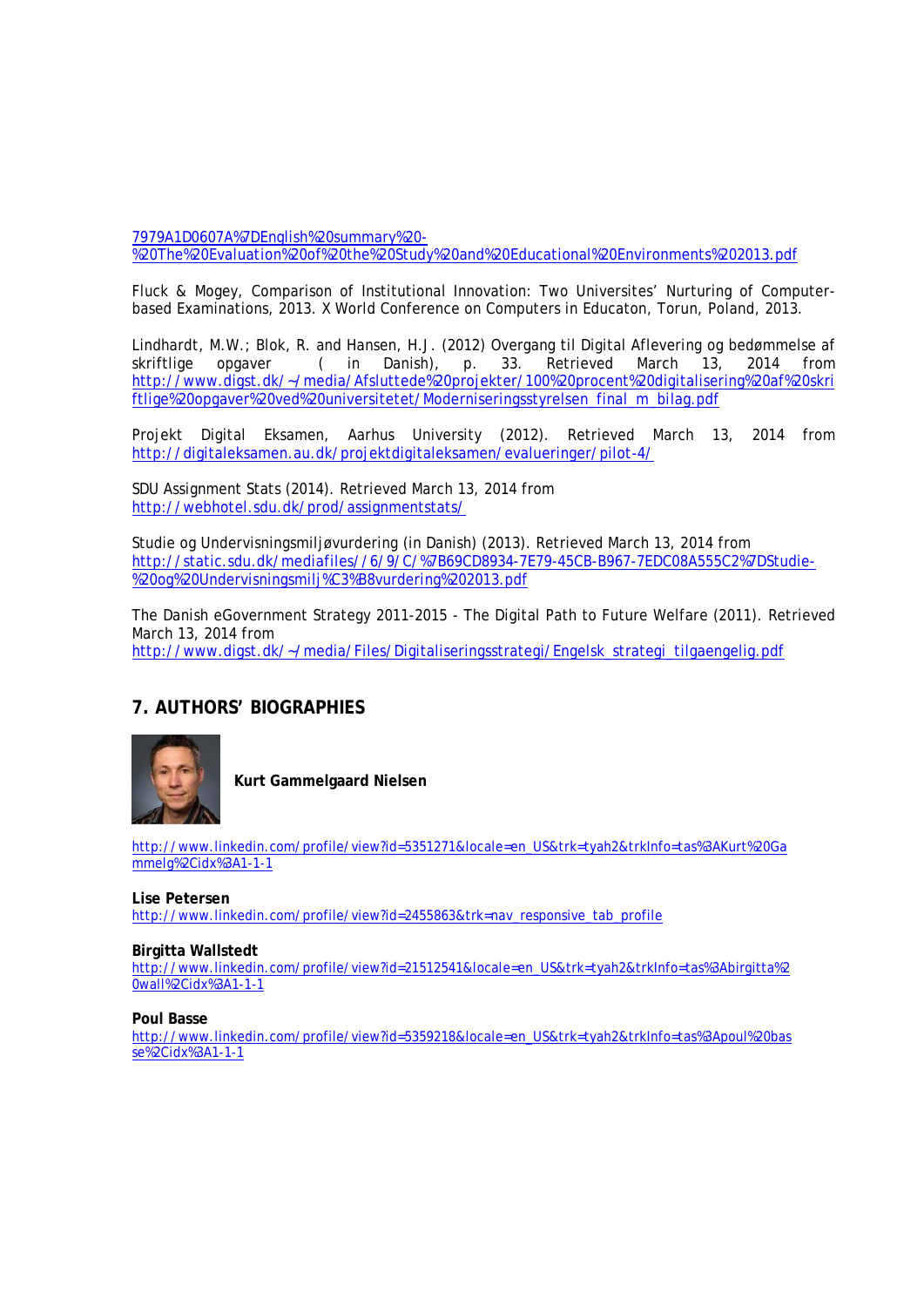7979A1D0607A%7DEnglish%20summary%20-%20The%20Evaluation%20of%20the%20Study%20and%20Educational%20Environments%202013.pdf

Fluck & Mogey, Comparison of Institutional Innovation: Two Universites' Nurturing of Computer-based Examinations, 2013. X World Conference on Computers in Educaton, Torun, Poland, 2013.

Lindhardt, M.W.; Blok, R. and Hansen, H.J. (2012) Overgang til Digital Aflevering og bedømmelse af skriftlige opgaver ( in Danish), p. 33. Retrieved March 13, 2014 from http://www.digst.dk/~/media/Afsluttede%20projekter/100%20procent%20digitalisering%20af%20skriftlige%20opgaver%20ved%20universitetet/Moderniseringsstyrelsen_final_m_bilag.pdf

Projekt Digital Eksamen, Aarhus University (2012). Retrieved March 13, 2014 from http://digitaleksamen.au.dk/projektdigitaleksamen/evalueringer/pilot-4/

SDU Assignment Stats (2014). Retrieved March 13, 2014 from http://webhotel.sdu.dk/prod/assignmentstats/

Studie og Undervisningsmiljøvurdering (in Danish) (2013). Retrieved March 13, 2014 from http://static.sdu.dk/mediafiles//6/9/C/%7B69CD8934-7E79-45CB-B967-7EDC08A555C2%7DStudie-%20og%20Undervisningsmilj%C3%B8vurdering%202013.pdf

The Danish eGovernment Strategy 2011-2015 - The Digital Path to Future Welfare (2011). Retrieved March 13, 2014 from http://www.digst.dk/~/media/Files/Digitaliseringsstrategi/Engelsk_strategi_tilgaengelig.pdf

## 7. AUTHORS' BIOGRAPHIES

**Kurt Gammelgaard Nielsen**

http://www.linkedin.com/profile/view?id=5351271&locale=en_US&trk=tyah2&trkInfo=tas%3AKurt%20Gammelg%2Cidx%3A1-1-1

**Lise Petersen**
http://www.linkedin.com/profile/view?id=2455863&trk=nav_responsive_tab_profile

**Birgitta Wallstedt**
http://www.linkedin.com/profile/view?id=21512541&locale=en_US&trk=tyah2&trkInfo=tas%3Abirgitta%20wall%2Cidx%3A1-1-1

**Poul Basse**
http://www.linkedin.com/profile/view?id=5359218&locale=en_US&trk=tyah2&trkInfo=tas%3Apoul%20basse%2Cidx%3A1-1-1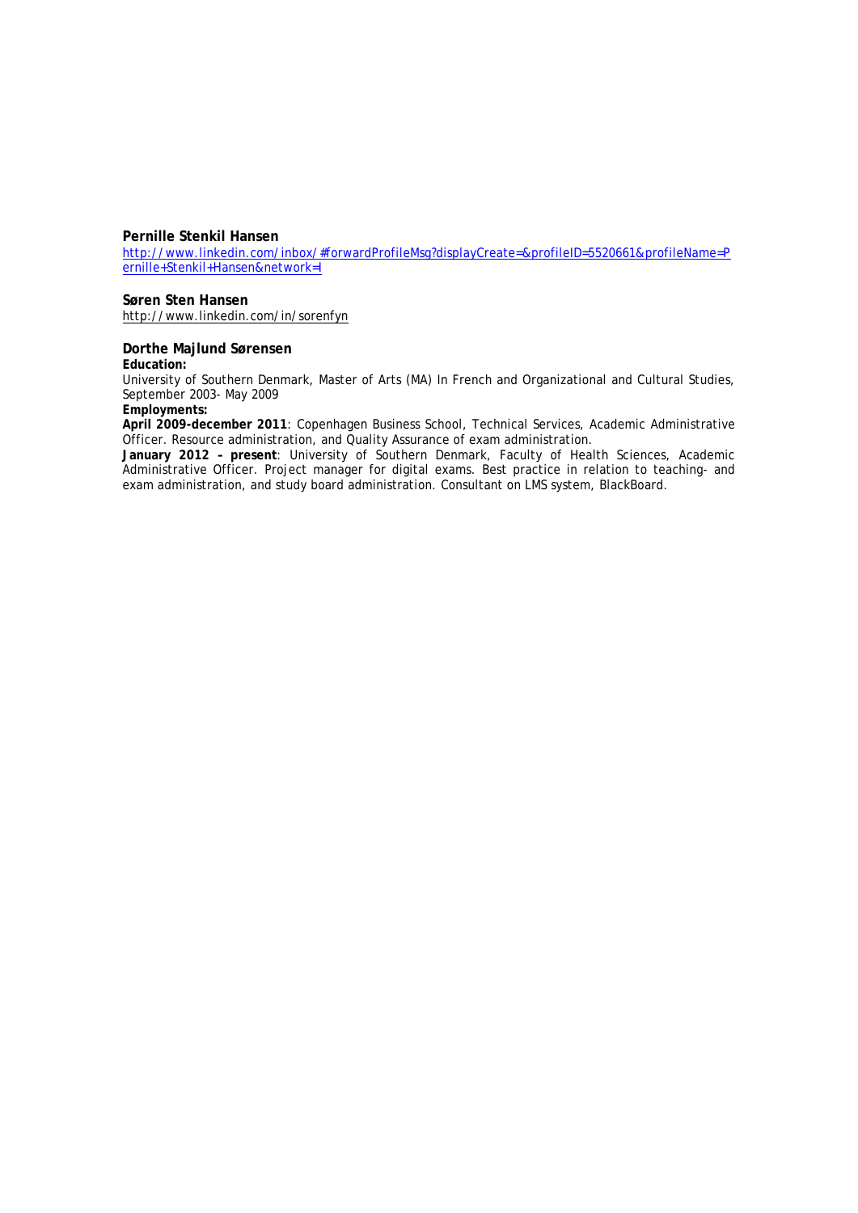**Pernille Stenkil Hansen**
http://www.linkedin.com/inbox/#forwardProfileMsg?displayCreate=&profileID=5520661&profileName=Pernille+Stenkil+Hansen&network=I

**Søren Sten Hansen**
http://www.linkedin.com/in/sorenfyn

**Dorthe Majlund Sørensen**
**Education:**
University of Southern Denmark, Master of Arts (MA) In French and Organizational and Cultural Studies, September 2003- May 2009
**Employments:**
**April 2009-december 2011**: Copenhagen Business School, Technical Services, Academic Administrative Officer. Resource administration, and Quality Assurance of exam administration.
**January 2012 – present**: University of Southern Denmark, Faculty of Health Sciences, Academic Administrative Officer. Project manager for digital exams. Best practice in relation to teaching- and exam administration, and study board administration. Consultant on LMS system, BlackBoard.